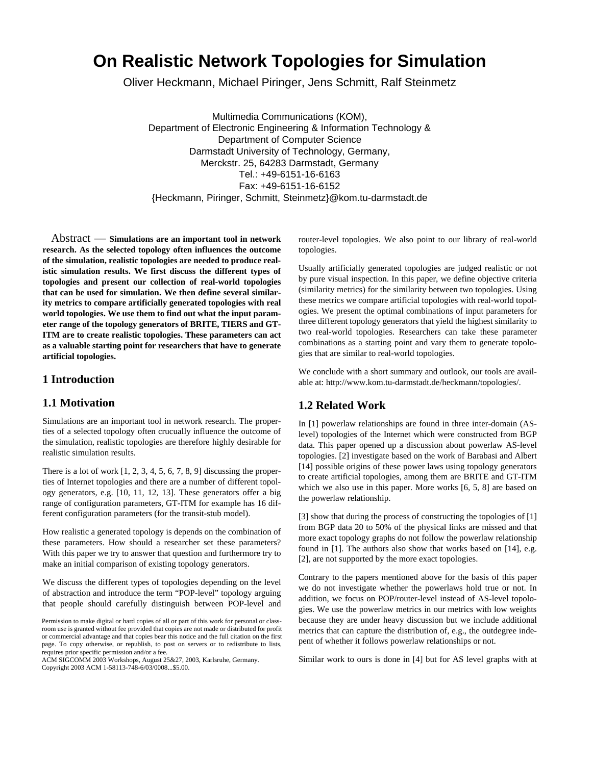# On Realistic Network Topologies for Simulation

Oliver Heckmann, Michael Piringer, Jens Schmitt, Ralf Steinmetz

Multimedia Communications (KOM),
Department of Electronic Engineering & Information Technology &
Department of Computer Science
Darmstadt University of Technology, Germany,
Merckstr. 25, 64283 Darmstadt, Germany
Tel.: +49-6151-16-6163
Fax: +49-6151-16-6152
{Heckmann, Piringer, Schmitt, Steinmetz}@kom.tu-darmstadt.de

Abstract — **Simulations are an important tool in network research. As the selected topology often influences the outcome of the simulation, realistic topologies are needed to produce realistic simulation results. We first discuss the different types of topologies and present our collection of real-world topologies that can be used for simulation. We then define several similarity metrics to compare artificially generated topologies with real world topologies. We use them to find out what the input parameter range of the topology generators of BRITE, TIERS and GT-ITM are to create realistic topologies. These parameters can act as a valuable starting point for researchers that have to generate artificial topologies.**

## 1 Introduction

## 1.1 Motivation

Simulations are an important tool in network research. The properties of a selected topology often crucially influence the outcome of the simulation, realistic topologies are therefore highly desirable for realistic simulation results.

There is a lot of work [1, 2, 3, 4, 5, 6, 7, 8, 9] discussing the properties of Internet topologies and there are a number of different topology generators, e.g. [10, 11, 12, 13]. These generators offer a big range of configuration parameters, GT-ITM for example has 16 different configuration parameters (for the transit-stub model).

How realistic a generated topology is depends on the combination of these parameters. How should a researcher set these parameters? With this paper we try to answer that question and furthermore try to make an initial comparison of existing topology generators.

We discuss the different types of topologies depending on the level of abstraction and introduce the term "POP-level" topology arguing that people should carefully distinguish between POP-level and router-level topologies. We also point to our library of real-world topologies.

Usually artificially generated topologies are judged realistic or not by pure visual inspection. In this paper, we define objective criteria (similarity metrics) for the similarity between two topologies. Using these metrics we compare artificial topologies with real-world topologies. We present the optimal combinations of input parameters for three different topology generators that yield the highest similarity to two real-world topologies. Researchers can take these parameter combinations as a starting point and vary them to generate topologies that are similar to real-world topologies.

We conclude with a short summary and outlook, our tools are available at: http://www.kom.tu-darmstadt.de/heckmann/topologies/.

## 1.2 Related Work

In [1] powerlaw relationships are found in three inter-domain (AS-level) topologies of the Internet which were constructed from BGP data. This paper opened up a discussion about powerlaw AS-level topologies. [2] investigate based on the work of Barabasi and Albert [14] possible origins of these power laws using topology generators to create artificial topologies, among them are BRITE and GT-ITM which we also use in this paper. More works [6, 5, 8] are based on the powerlaw relationship.

[3] show that during the process of constructing the topologies of [1] from BGP data 20 to 50% of the physical links are missed and that more exact topology graphs do not follow the powerlaw relationship found in [1]. The authors also show that works based on [14], e.g. [2], are not supported by the more exact topologies.

Contrary to the papers mentioned above for the basis of this paper we do not investigate whether the powerlaws hold true or not. In addition, we focus on POP/router-level instead of AS-level topologies. We use the powerlaw metrics in our metrics with low weights because they are under heavy discussion but we include additional metrics that can capture the distribution of, e.g., the outdegree independent of whether it follows powerlaw relationships or not.

Similar work to ours is done in [4] but for AS level graphs with at

Permission to make digital or hard copies of all or part of this work for personal or classroom use is granted without fee provided that copies are not made or distributed for profit or commercial advantage and that copies bear this notice and the full citation on the first page. To copy otherwise, or republish, to post on servers or to redistribute to lists, requires prior specific permission and/or a fee.
ACM SIGCOMM 2003 Workshops, August 25&27, 2003, Karlsruhe, Germany.
Copyright 2003 ACM 1-58113-748-6/03/0008...$5.00.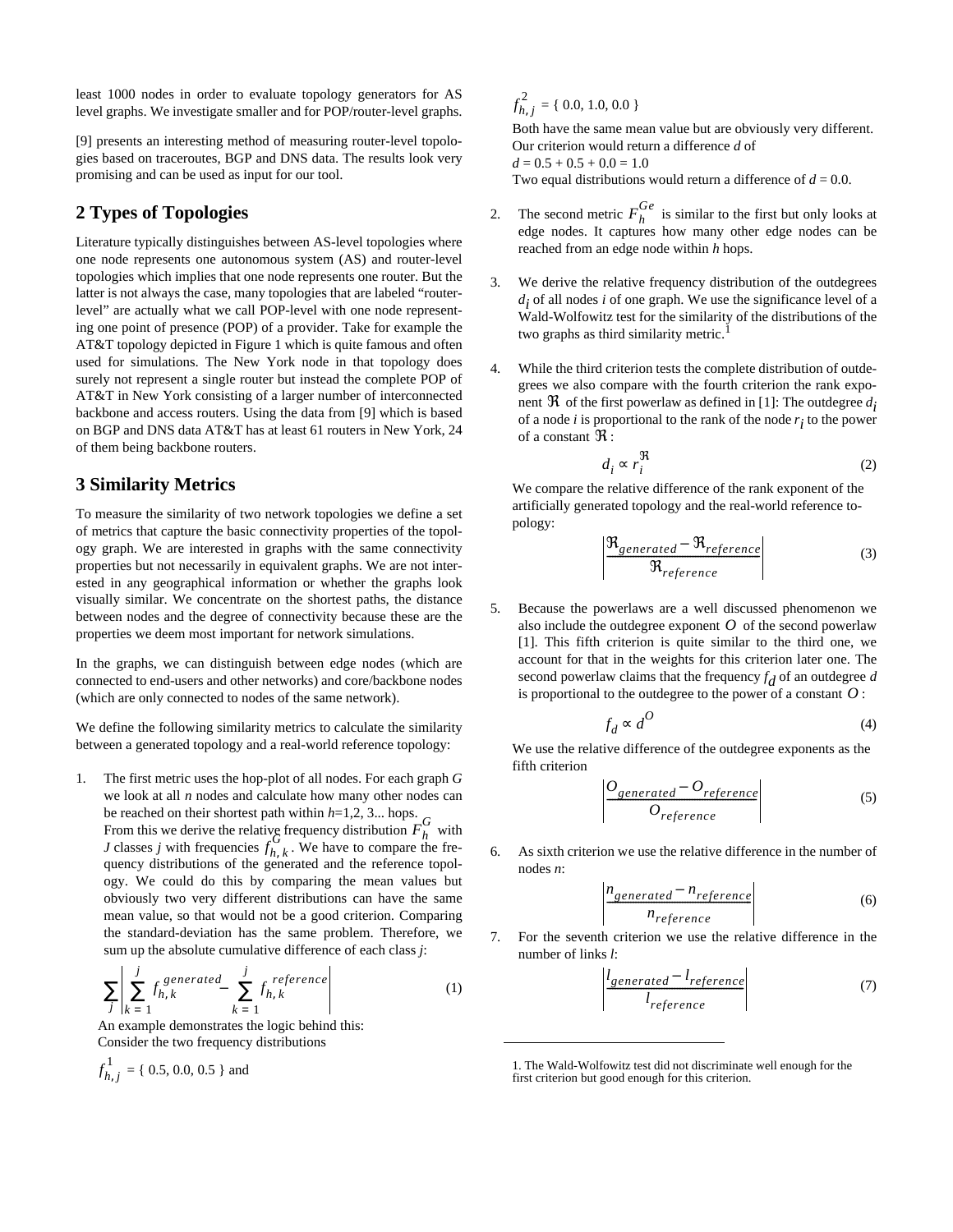least 1000 nodes in order to evaluate topology generators for AS level graphs. We investigate smaller and for POP/router-level graphs.

[9] presents an interesting method of measuring router-level topologies based on traceroutes, BGP and DNS data. The results look very promising and can be used as input for our tool.

## 2 Types of Topologies

Literature typically distinguishes between AS-level topologies where one node represents one autonomous system (AS) and router-level topologies which implies that one node represents one router. But the latter is not always the case, many topologies that are labeled "router-level" are actually what we call POP-level with one node representing one point of presence (POP) of a provider. Take for example the AT&T topology depicted in Figure 1 which is quite famous and often used for simulations. The New York node in that topology does surely not represent a single router but instead the complete POP of AT&T in New York consisting of a larger number of interconnected backbone and access routers. Using the data from [9] which is based on BGP and DNS data AT&T has at least 61 routers in New York, 24 of them being backbone routers.

## 3 Similarity Metrics

To measure the similarity of two network topologies we define a set of metrics that capture the basic connectivity properties of the topology graph. We are interested in graphs with the same connectivity properties but not necessarily in equivalent graphs. We are not interested in any geographical information or whether the graphs look visually similar. We concentrate on the shortest paths, the distance between nodes and the degree of connectivity because these are the properties we deem most important for network simulations.

In the graphs, we can distinguish between edge nodes (which are connected to end-users and other networks) and core/backbone nodes (which are only connected to nodes of the same network).

We define the following similarity metrics to calculate the similarity between a generated topology and a real-world reference topology:

1. The first metric uses the hop-plot of all nodes. For each graph *G* we look at all *n* nodes and calculate how many other nodes can be reached on their shortest path within *h*=1,2, 3... hops.
   From this we derive the relative frequency distribution $F_h^G$ with *J* classes *j* with frequencies $f_{h,k}^G$. We have to compare the frequency distributions of the generated and the reference topology. We could do this by comparing the mean values but obviously two very different distributions can have the same mean value, so that would not be a good criterion. Comparing the standard-deviation has the same problem. Therefore, we sum up the absolute cumulative difference of each class *j*:

   $$\sum_j \left| \sum_{k=1}^{j} f_{h,k}^{generated} - \sum_{k=1}^{j} f_{h,k}^{reference} \right| \tag{1}$$

   An example demonstrates the logic behind this:
   Consider the two frequency distributions

   $f_{h,j}^1 = \{ 0.0, 1.0, 0.0 \}$ and — rather: $f_{h,j}^1 = \{ 0.5, 0.0, 0.5 \}$ and

   $f_{h,j}^2 = \{ 0.0, 1.0, 0.0 \}$

   Both have the same mean value but are obviously very different. Our criterion would return a difference *d* of
   $d = 0.5 + 0.5 + 0.0 = 1.0$
   Two equal distributions would return a difference of $d = 0.0$.

2. The second metric $F_h^{Ge}$ is similar to the first but only looks at edge nodes. It captures how many other edge nodes can be reached from an edge node within *h* hops.

3. We derive the relative frequency distribution of the outdegrees $d_i$ of all nodes *i* of one graph. We use the significance level of a Wald-Wolfowitz test for the similarity of the distributions of the two graphs as third similarity metric.[1]

4. While the third criterion tests the complete distribution of outdegrees we also compare with the fourth criterion the rank exponent $\Re$ of the first powerlaw as defined in [1]: The outdegree $d_i$ of a node *i* is proportional to the rank of the node $r_i$ to the power of a constant $\Re$:

   $$d_i \propto r_i^{\Re} \tag{2}$$

   We compare the relative difference of the rank exponent of the artificially generated topology and the real-world reference topology:

   $$\left| \frac{\Re_{generated} - \Re_{reference}}{\Re_{reference}} \right| \tag{3}$$

5. Because the powerlaws are a well discussed phenomenon we also include the outdegree exponent $O$ of the second powerlaw [1]. This fifth criterion is quite similar to the third one, we account for that in the weights for this criterion later one. The second powerlaw claims that the frequency $f_d$ of an outdegree *d* is proportional to the outdegree to the power of a constant $O$:

   $$f_d \propto d^O \tag{4}$$

   We use the relative difference of the outdegree exponents as the fifth criterion

   $$\left| \frac{O_{generated} - O_{reference}}{O_{reference}} \right| \tag{5}$$

6. As sixth criterion we use the relative difference in the number of nodes *n*:

   $$\left| \frac{n_{generated} - n_{reference}}{n_{reference}} \right| \tag{6}$$

7. For the seventh criterion we use the relative difference in the number of links *l*:

   $$\left| \frac{l_{generated} - l_{reference}}{l_{reference}} \right| \tag{7}$$

---

1. The Wald-Wolfowitz test did not discriminate well enough for the first criterion but good enough for this criterion.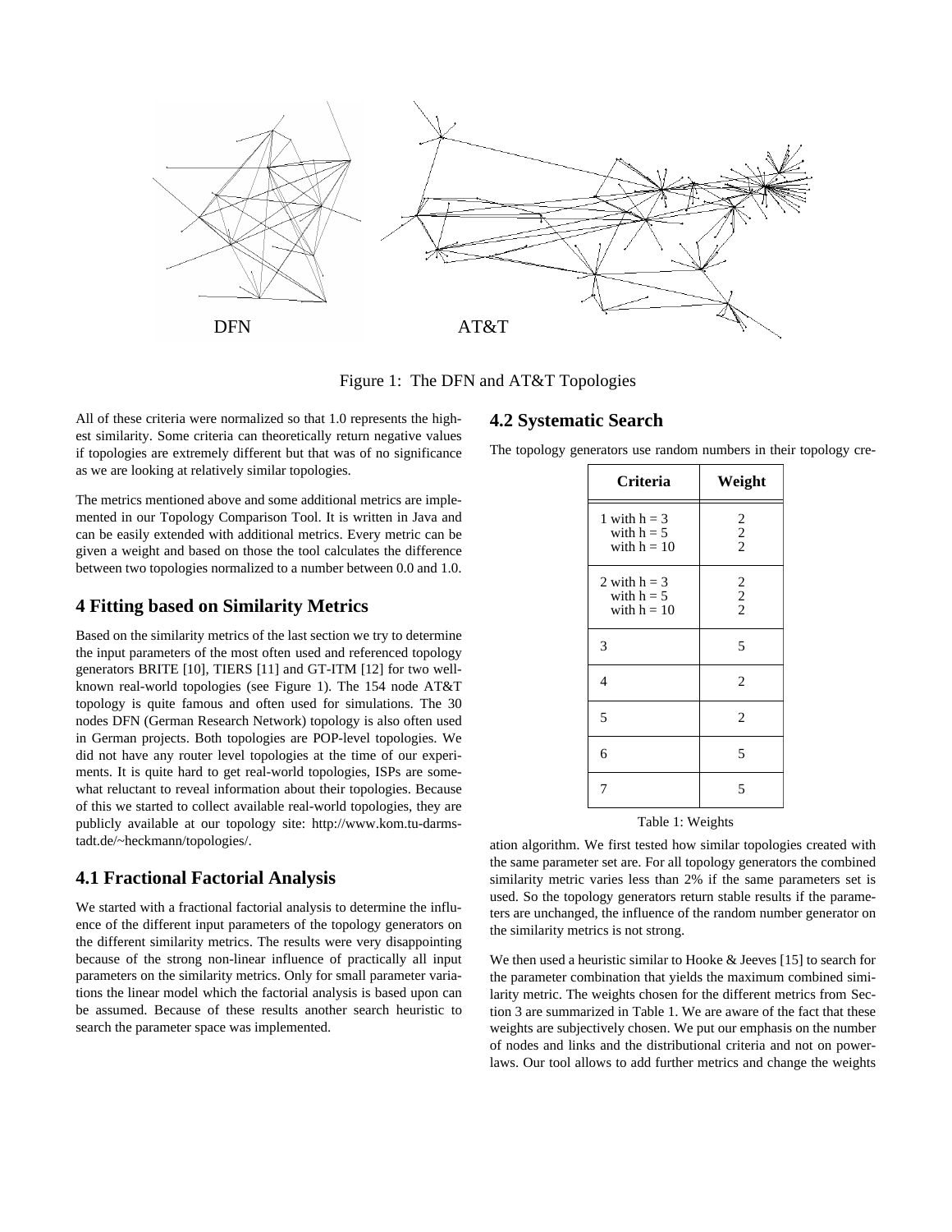DFN

AT&T

Figure 1: The DFN and AT&T Topologies

All of these criteria were normalized so that 1.0 represents the highest similarity. Some criteria can theoretically return negative values if topologies are extremely different but that was of no significance as we are looking at relatively similar topologies.

The metrics mentioned above and some additional metrics are implemented in our Topology Comparison Tool. It is written in Java and can be easily extended with additional metrics. Every metric can be given a weight and based on those the tool calculates the difference between two topologies normalized to a number between 0.0 and 1.0.

## 4 Fitting based on Similarity Metrics

Based on the similarity metrics of the last section we try to determine the input parameters of the most often used and referenced topology generators BRITE [10], TIERS [11] and GT-ITM [12] for two well-known real-world topologies (see Figure 1). The 154 node AT&T topology is quite famous and often used for simulations. The 30 nodes DFN (German Research Network) topology is also often used in German projects. Both topologies are POP-level topologies. We did not have any router level topologies at the time of our experiments. It is quite hard to get real-world topologies, ISPs are somewhat reluctant to reveal information about their topologies. Because of this we started to collect available real-world topologies, they are publicly available at our topology site: http://www.kom.tu-darmstadt.de/~heckmann/topologies/.

### 4.1 Fractional Factorial Analysis

We started with a fractional factorial analysis to determine the influence of the different input parameters of the topology generators on the different similarity metrics. The results were very disappointing because of the strong non-linear influence of practically all input parameters on the similarity metrics. Only for small parameter variations the linear model which the factorial analysis is based upon can be assumed. Because of these results another search heuristic to search the parameter space was implemented.

### 4.2 Systematic Search

The topology generators use random numbers in their topology creation algorithm. We first tested how similar topologies created with the same parameter set are. For all topology generators the combined similarity metric varies less than 2% if the same parameters set is used. So the topology generators return stable results if the parameters are unchanged, the influence of the random number generator on the similarity metrics is not strong.

| Criteria | Weight |
|---|---|
| 1 with h = 3<br>with h = 5<br>with h = 10 | 2<br>2<br>2 |
| 2 with h = 3<br>with h = 5<br>with h = 10 | 2<br>2<br>2 |
| 3 | 5 |
| 4 | 2 |
| 5 | 2 |
| 6 | 5 |
| 7 | 5 |

Table 1: Weights

We then used a heuristic similar to Hooke & Jeeves [15] to search for the parameter combination that yields the maximum combined similarity metric. The weights chosen for the different metrics from Section 3 are summarized in Table 1. We are aware of the fact that these weights are subjectively chosen. We put our emphasis on the number of nodes and links and the distributional criteria and not on power-laws. Our tool allows to add further metrics and change the weights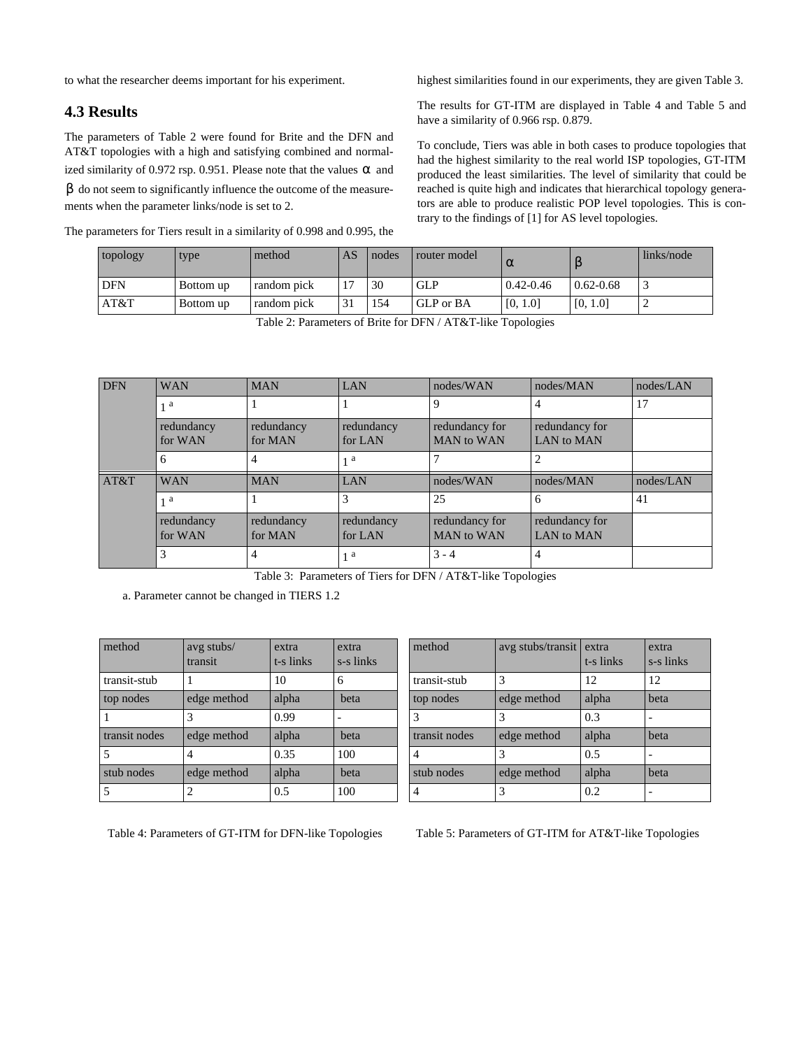to what the researcher deems important for his experiment.

### 4.3 Results

The parameters of Table 2 were found for Brite and the DFN and AT&T topologies with a high and satisfying combined and normalized similarity of 0.972 rsp. 0.951. Please note that the values $\alpha$ and $\beta$ do not seem to significantly influence the outcome of the measurements when the parameter links/node is set to 2.

The parameters for Tiers result in a similarity of 0.998 and 0.995, the highest similarities found in our experiments, they are given Table 3.

The results for GT-ITM are displayed in Table 4 and Table 5 and have a similarity of 0.966 rsp. 0.879.

To conclude, Tiers was able in both cases to produce topologies that had the highest similarity to the real world ISP topologies, GT-ITM produced the least similarities. The level of similarity that could be reached is quite high and indicates that hierarchical topology generators are able to produce realistic POP level topologies. This is contrary to the findings of [1] for AS level topologies.

| topology | type | method | AS | nodes | router model | $\alpha$ | $\beta$ | links/node |
|---|---|---|---|---|---|---|---|---|
| DFN | Bottom up | random pick | 17 | 30 | GLP | 0.42-0.46 | 0.62-0.68 | 3 |
| AT&T | Bottom up | random pick | 31 | 154 | GLP or BA | [0, 1.0] | [0, 1.0] | 2 |

Table 2: Parameters of Brite for DFN / AT&T-like Topologies

| DFN | WAN | MAN | LAN | nodes/WAN | nodes/MAN | nodes/LAN |
|---|---|---|---|---|---|---|
| | 1 [a] | 1 | 1 | 9 | 4 | 17 |
| | redundancy for WAN | redundancy for MAN | redundancy for LAN | redundancy for MAN to WAN | redundancy for LAN to MAN | |
| | 6 | 4 | 1 [a] | 7 | 2 | |
| **AT&T** | **WAN** | **MAN** | **LAN** | **nodes/WAN** | **nodes/MAN** | **nodes/LAN** |
| | 1 [a] | 1 | 3 | 25 | 6 | 41 |
| | redundancy for WAN | redundancy for MAN | redundancy for LAN | redundancy for MAN to WAN | redundancy for LAN to MAN | |
| | 3 | 4 | 1 [a] | 3 - 4 | 4 | |

Table 3: Parameters of Tiers for DFN / AT&T-like Topologies

a. Parameter cannot be changed in TIERS 1.2

| method | avg stubs/ transit | extra t-s links | extra s-s links |
|---|---|---|---|
| transit-stub | 1 | 10 | 6 |
| top nodes | edge method | alpha | beta |
| 1 | 3 | 0.99 | - |
| transit nodes | edge method | alpha | beta |
| 5 | 4 | 0.35 | 100 |
| stub nodes | edge method | alpha | beta |
| 5 | 2 | 0.5 | 100 |

Table 4: Parameters of GT-ITM for DFN-like Topologies

| method | avg stubs/transit | extra t-s links | extra s-s links |
|---|---|---|---|
| transit-stub | 3 | 12 | 12 |
| top nodes | edge method | alpha | beta |
| 3 | 3 | 0.3 | - |
| transit nodes | edge method | alpha | beta |
| 4 | 3 | 0.5 | - |
| stub nodes | edge method | alpha | beta |
| 4 | 3 | 0.2 | - |

Table 5: Parameters of GT-ITM for AT&T-like Topologies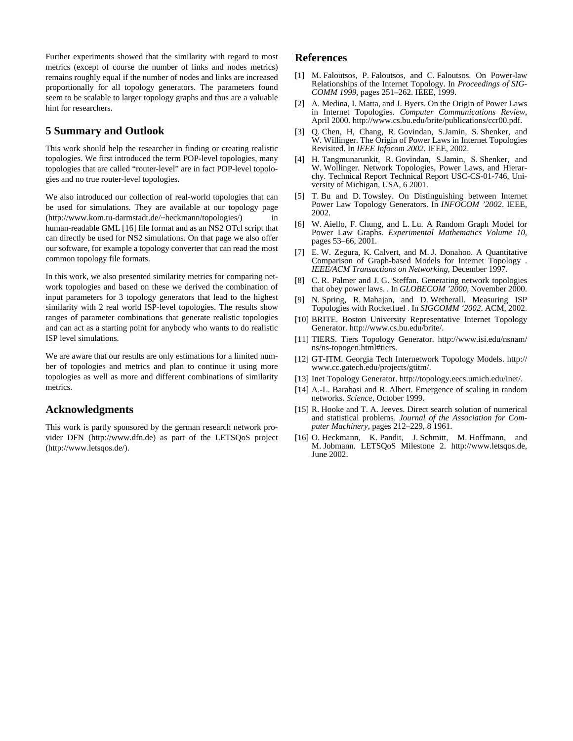Further experiments showed that the similarity with regard to most metrics (except of course the number of links and nodes metrics) remains roughly equal if the number of nodes and links are increased proportionally for all topology generators. The parameters found seem to be scalable to larger topology graphs and thus are a valuable hint for researchers.

## 5 Summary and Outlook

This work should help the researcher in finding or creating realistic topologies. We first introduced the term POP-level topologies, many topologies that are called "router-level" are in fact POP-level topologies and no true router-level topologies.

We also introduced our collection of real-world topologies that can be used for simulations. They are available at our topology page (http://www.kom.tu-darmstadt.de/~heckmann/topologies/) in human-readable GML [16] file format and as an NS2 OTcl script that can directly be used for NS2 simulations. On that page we also offer our software, for example a topology converter that can read the most common topology file formats.

In this work, we also presented similarity metrics for comparing network topologies and based on these we derived the combination of input parameters for 3 topology generators that lead to the highest similarity with 2 real world ISP-level topologies. The results show ranges of parameter combinations that generate realistic topologies and can act as a starting point for anybody who wants to do realistic ISP level simulations.

We are aware that our results are only estimations for a limited number of topologies and metrics and plan to continue it using more topologies as well as more and different combinations of similarity metrics.

## Acknowledgments

This work is partly sponsored by the german research network provider DFN (http://www.dfn.de) as part of the LETSQoS project (http://www.letsqos.de/).

## References

[1] M. Faloutsos, P. Faloutsos, and C. Faloutsos. On Power-law Relationships of the Internet Topology. In *Proceedings of SIGCOMM 1999*, pages 251–262. IEEE, 1999.

[2] A. Medina, I. Matta, and J. Byers. On the Origin of Power Laws in Internet Topologies. *Computer Communications Review*, April 2000. http://www.cs.bu.edu/brite/publications/ccr00.pdf.

[3] Q. Chen, H, Chang, R. Govindan, S.Jamin, S. Shenker, and W. Willinger. The Origin of Power Laws in Internet Topologies Revisited. In *IEEE Infocom 2002*. IEEE, 2002.

[4] H. Tangmunarunkit, R. Govindan, S.Jamin, S. Shenker, and W. Wollinger. Network Topologies, Power Laws, and Hierarchy. Technical Report Technical Report USC-CS-01-746, University of Michigan, USA, 6 2001.

[5] T. Bu and D. Towsley. On Distinguishing between Internet Power Law Topology Generators. In *INFOCOM '2002*. IEEE, 2002.

[6] W. Aiello, F. Chung, and L. Lu. A Random Graph Model for Power Law Graphs. *Experimental Mathematics Volume 10*, pages 53–66, 2001.

[7] E. W. Zegura, K. Calvert, and M. J. Donahoo. A Quantitative Comparison of Graph-based Models for Internet Topology . *IEEE/ACM Transactions on Networking*, December 1997.

[8] C. R. Palmer and J. G. Steffan. Generating network topologies that obey power laws. . In *GLOBECOM '2000*, November 2000.

[9] N. Spring, R. Mahajan, and D. Wetherall. Measuring ISP Topologies with Rocketfuel . In *SIGCOMM '2002*. ACM, 2002.

[10] BRITE. Boston University Representative Internet Topology Generator. http://www.cs.bu.edu/brite/.

[11] TIERS. Tiers Topology Generator. http://www.isi.edu/nsnam/ns/ns-topogen.html#tiers.

[12] GT-ITM. Georgia Tech Internetwork Topology Models. http://www.cc.gatech.edu/projects/gtitm/.

[13] Inet Topology Generator. http://topology.eecs.umich.edu/inet/.

[14] A.-L. Barabasi and R. Albert. Emergence of scaling in random networks. *Science*, October 1999.

[15] R. Hooke and T. A. Jeeves. Direct search solution of numerical and statistical problems. *Journal of the Association for Computer Machinery*, pages 212–229, 8 1961.

[16] O. Heckmann, K. Pandit, J. Schmitt, M. Hoffmann, and M. Jobmann. LETSQoS Milestone 2. http://www.letsqos.de, June 2002.